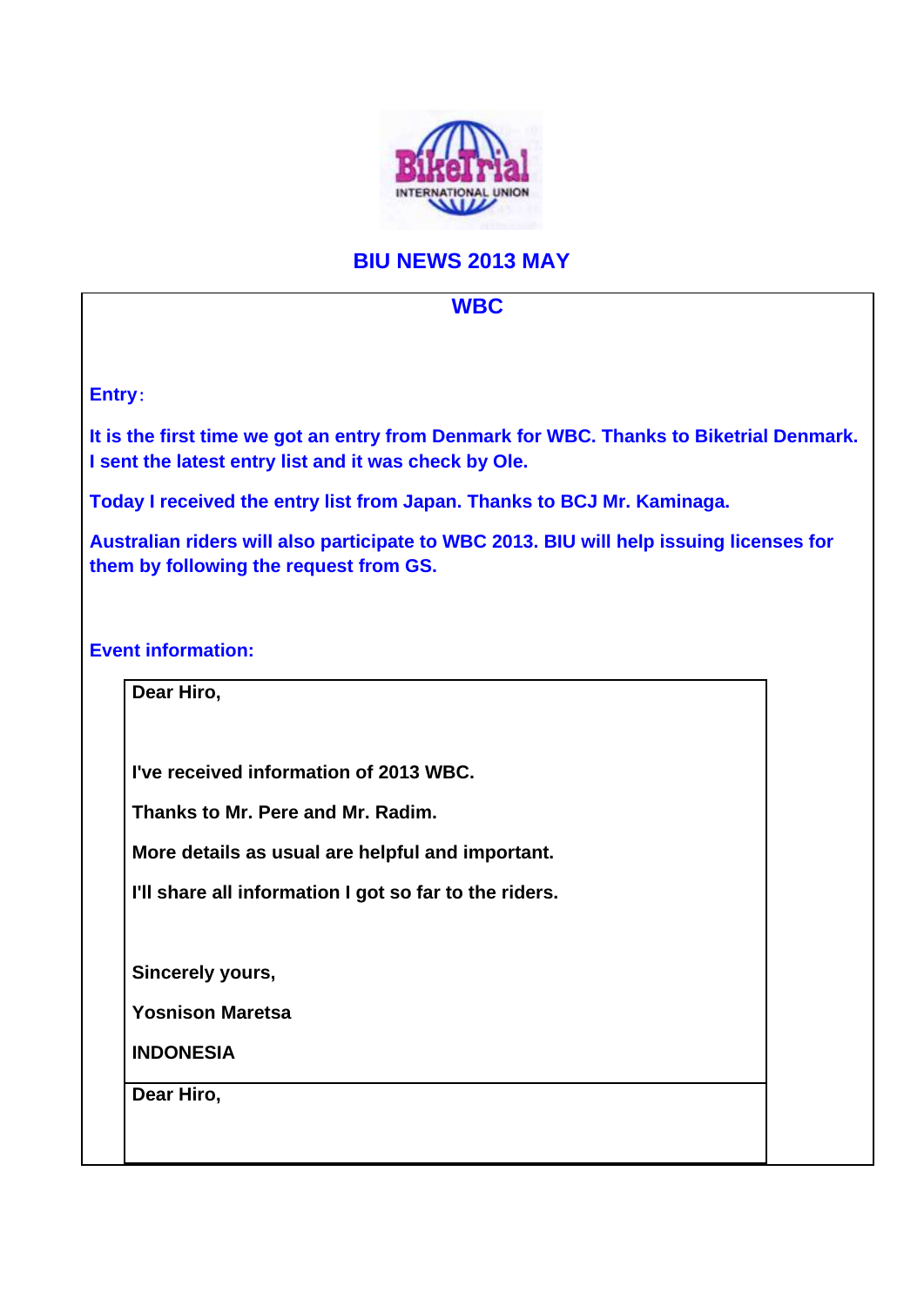# BIU NEWS 2013 MAY

## WBC

**Entry**:

**It is the first time we got an entry from Denmark for WBC. Thanks to Biketrial Denmark. I sent the latest entry list and it was check by Ole.**

**Today I received the entry list from Japan. Thanks to BCJ Mr. Kaminaga.**

**Australian riders will also participate to WBC 2013. BIU will help issuing licenses for them by following the request from GS.**

**Event information:**

> **Dear Hiro,**
>
> **I've received information of 2013 WBC.**
>
> **Thanks to Mr. Pere and Mr. Radim.**
>
> **More details as usual are helpful and important.**
>
> **I'll share all information I got so far to the riders.**
>
> **Sincerely yours,**
>
> **Yosnison Maretsa**
>
> **INDONESIA**

> **Dear Hiro,**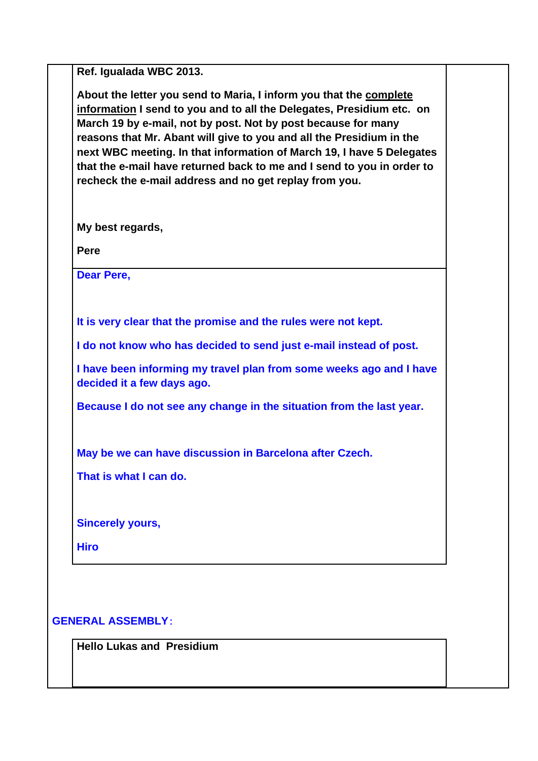**Ref. Igualada WBC 2013.**

**About the letter you send to Maria, I inform you that the <u>complete information</u> I send to you and to all the Delegates, Presidium etc. on March 19 by e-mail, not by post. Not by post because for many reasons that Mr. Abant will give to you and all the Presidium in the next WBC meeting. In that information of March 19, I have 5 Delegates that the e-mail have returned back to me and I send to you in order to recheck the e-mail address and no get replay from you.**

**My best regards,**

**Pere**

**Dear Pere,**

**It is very clear that the promise and the rules were not kept.**

**I do not know who has decided to send just e-mail instead of post.**

**I have been informing my travel plan from some weeks ago and I have decided it a few days ago.**

**Because I do not see any change in the situation from the last year.**

**May be we can have discussion in Barcelona after Czech.**

**That is what I can do.**

**Sincerely yours,**

**Hiro**

**GENERAL ASSEMBLY:**

**Hello Lukas and Presidium**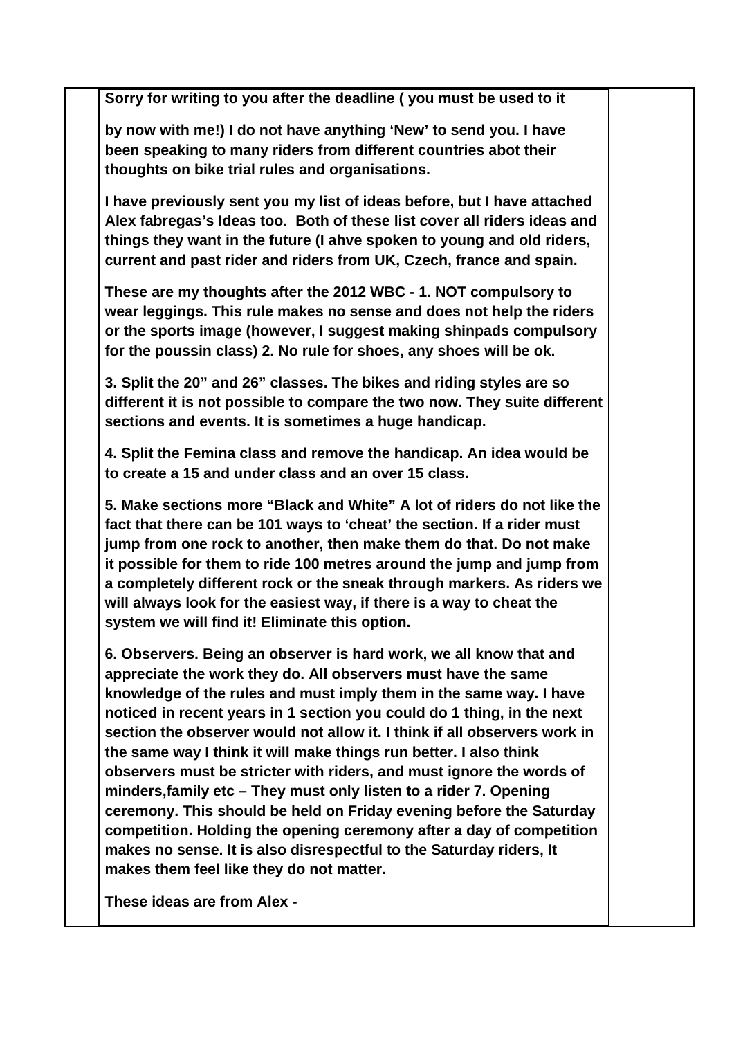**Sorry for writing to you after the deadline ( you must be used to it**

**by now with me!) I do not have anything 'New' to send you. I have been speaking to many riders from different countries abot their thoughts on bike trial rules and organisations.**

**I have previously sent you my list of ideas before, but I have attached Alex fabregas's Ideas too. Both of these list cover all riders ideas and things they want in the future (I ahve spoken to young and old riders, current and past rider and riders from UK, Czech, france and spain.**

**These are my thoughts after the 2012 WBC - 1. NOT compulsory to wear leggings. This rule makes no sense and does not help the riders or the sports image (however, I suggest making shinpads compulsory for the poussin class) 2. No rule for shoes, any shoes will be ok.**

**3. Split the 20" and 26" classes. The bikes and riding styles are so different it is not possible to compare the two now. They suite different sections and events. It is sometimes a huge handicap.**

**4. Split the Femina class and remove the handicap. An idea would be to create a 15 and under class and an over 15 class.**

**5. Make sections more "Black and White" A lot of riders do not like the fact that there can be 101 ways to 'cheat' the section. If a rider must jump from one rock to another, then make them do that. Do not make it possible for them to ride 100 metres around the jump and jump from a completely different rock or the sneak through markers. As riders we will always look for the easiest way, if there is a way to cheat the system we will find it! Eliminate this option.**

**6. Observers. Being an observer is hard work, we all know that and appreciate the work they do. All observers must have the same knowledge of the rules and must imply them in the same way. I have noticed in recent years in 1 section you could do 1 thing, in the next section the observer would not allow it. I think if all observers work in the same way I think it will make things run better. I also think observers must be stricter with riders, and must ignore the words of minders,family etc – They must only listen to a rider 7. Opening ceremony. This should be held on Friday evening before the Saturday competition. Holding the opening ceremony after a day of competition makes no sense. It is also disrespectful to the Saturday riders, It makes them feel like they do not matter.**

**These ideas are from Alex -**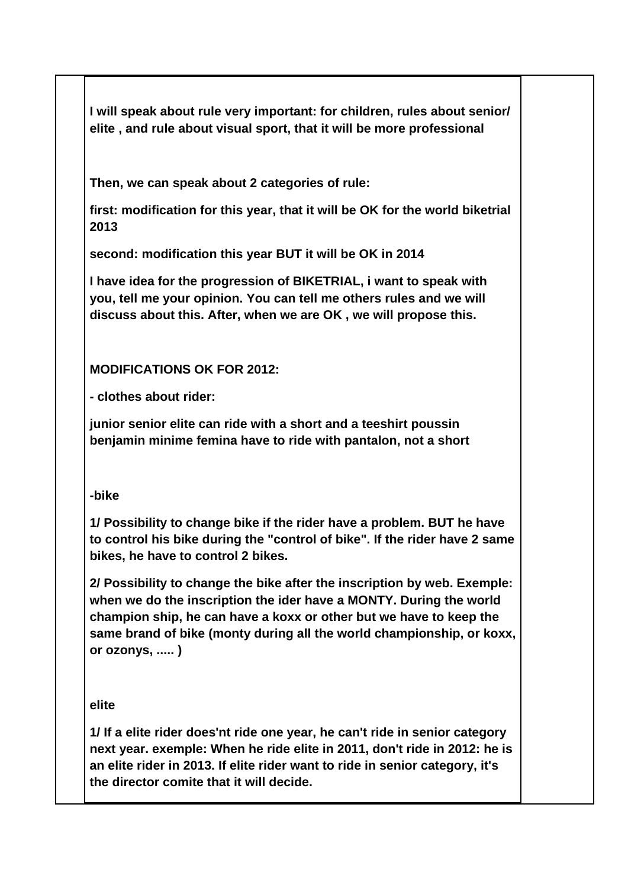**I will speak about rule very important: for children, rules about senior/ elite , and rule about visual sport, that it will be more professional**

**Then, we can speak about 2 categories of rule:**

**first: modification for this year, that it will be OK for the world biketrial 2013**

**second: modification this year BUT it will be OK in 2014**

**I have idea for the progression of BIKETRIAL, i want to speak with you, tell me your opinion. You can tell me others rules and we will discuss about this. After, when we are OK , we will propose this.**

**MODIFICATIONS OK FOR 2012:**

**- clothes about rider:**

**junior senior elite can ride with a short and a teeshirt poussin benjamin minime femina have to ride with pantalon, not a short**

**-bike**

**1/ Possibility to change bike if the rider have a problem. BUT he have to control his bike during the "control of bike". If the rider have 2 same bikes, he have to control 2 bikes.**

**2/ Possibility to change the bike after the inscription by web. Exemple: when we do the inscription the ider have a MONTY. During the world champion ship, he can have a koxx or other but we have to keep the same brand of bike (monty during all the world championship, or koxx, or ozonys, ..... )**

**elite**

**1/ If a elite rider does'nt ride one year, he can't ride in senior category next year. exemple: When he ride elite in 2011, don't ride in 2012: he is an elite rider in 2013. If elite rider want to ride in senior category, it's the director comite that it will decide.**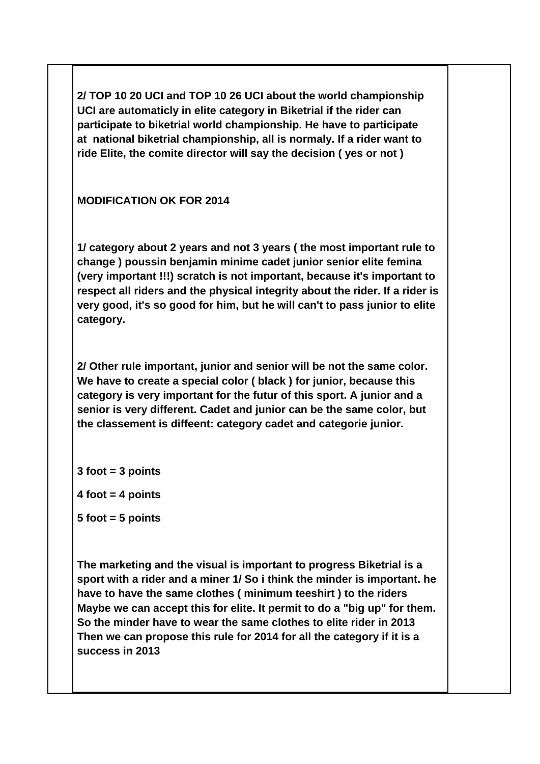**2/ TOP 10 20 UCI and TOP 10 26 UCI about the world championship UCI are automaticly in elite category in Biketrial if the rider can participate to biketrial world championship. He have to participate at national biketrial championship, all is normaly. If a rider want to ride Elite, the comite director will say the decision ( yes or not )**

**MODIFICATION OK FOR 2014**

**1/ category about 2 years and not 3 years ( the most important rule to change ) poussin benjamin minime cadet junior senior elite femina (very important !!!) scratch is not important, because it's important to respect all riders and the physical integrity about the rider. If a rider is very good, it's so good for him, but he will can't to pass junior to elite category.**

**2/ Other rule important, junior and senior will be not the same color. We have to create a special color ( black ) for junior, because this category is very important for the futur of this sport. A junior and a senior is very different. Cadet and junior can be the same color, but the classement is diffeent: category cadet and categorie junior.**

**3 foot = 3 points**

**4 foot = 4 points**

**5 foot = 5 points**

**The marketing and the visual is important to progress Biketrial is a sport with a rider and a miner 1/ So i think the minder is important. he have to have the same clothes ( minimum teeshirt ) to the riders Maybe we can accept this for elite. It permit to do a "big up" for them. So the minder have to wear the same clothes to elite rider in 2013 Then we can propose this rule for 2014 for all the category if it is a success in 2013**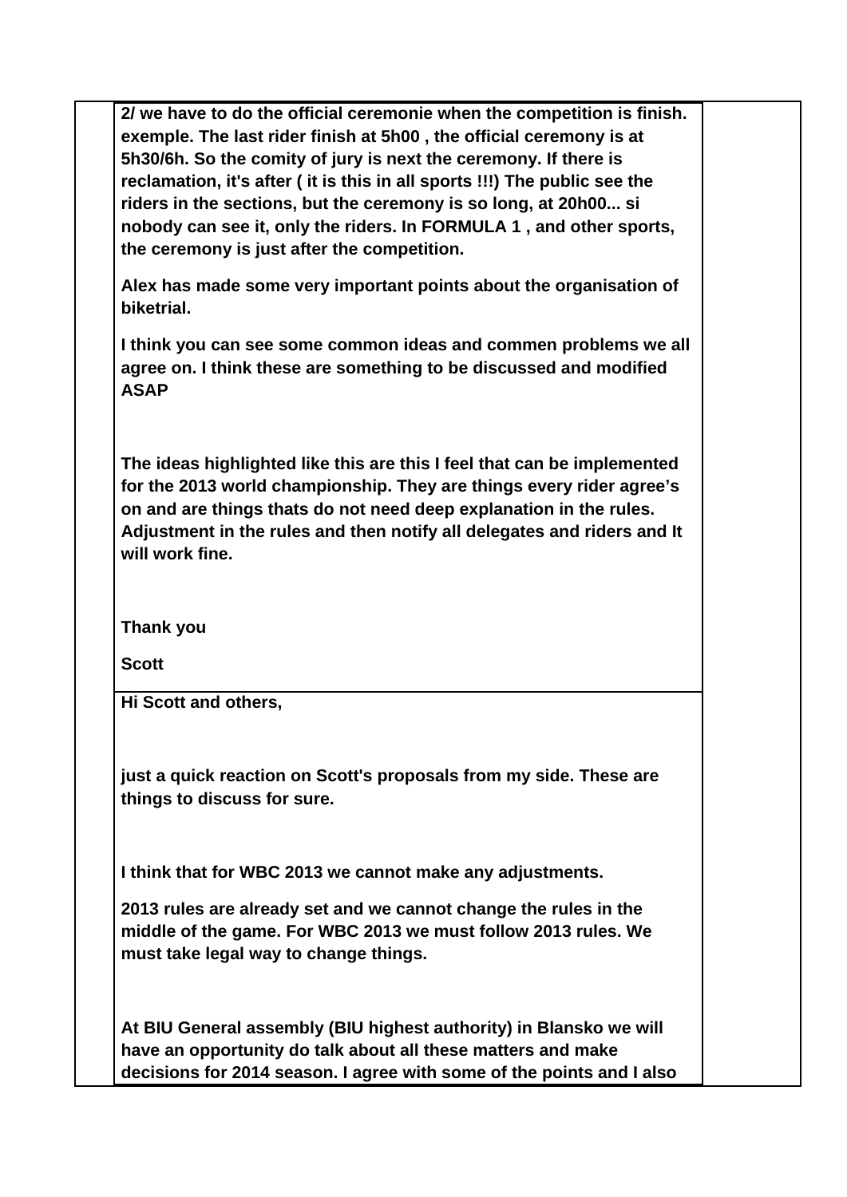**2/ we have to do the official ceremonie when the competition is finish. exemple. The last rider finish at 5h00 , the official ceremony is at 5h30/6h. So the comity of jury is next the ceremony. If there is reclamation, it's after ( it is this in all sports !!!) The public see the riders in the sections, but the ceremony is so long, at 20h00... si nobody can see it, only the riders. In FORMULA 1 , and other sports, the ceremony is just after the competition.**

**Alex has made some very important points about the organisation of biketrial.**

**I think you can see some common ideas and commen problems we all agree on. I think these are something to be discussed and modified ASAP**

**The ideas highlighted like this are this I feel that can be implemented for the 2013 world championship. They are things every rider agree's on and are things thats do not need deep explanation in the rules. Adjustment in the rules and then notify all delegates and riders and It will work fine.**

**Thank you**

**Scott**

---

**Hi Scott and others,**

**just a quick reaction on Scott's proposals from my side. These are things to discuss for sure.**

**I think that for WBC 2013 we cannot make any adjustments.**

**2013 rules are already set and we cannot change the rules in the middle of the game. For WBC 2013 we must follow 2013 rules. We must take legal way to change things.**

**At BIU General assembly (BIU highest authority) in Blansko we will have an opportunity do talk about all these matters and make decisions for 2014 season. I agree with some of the points and I also**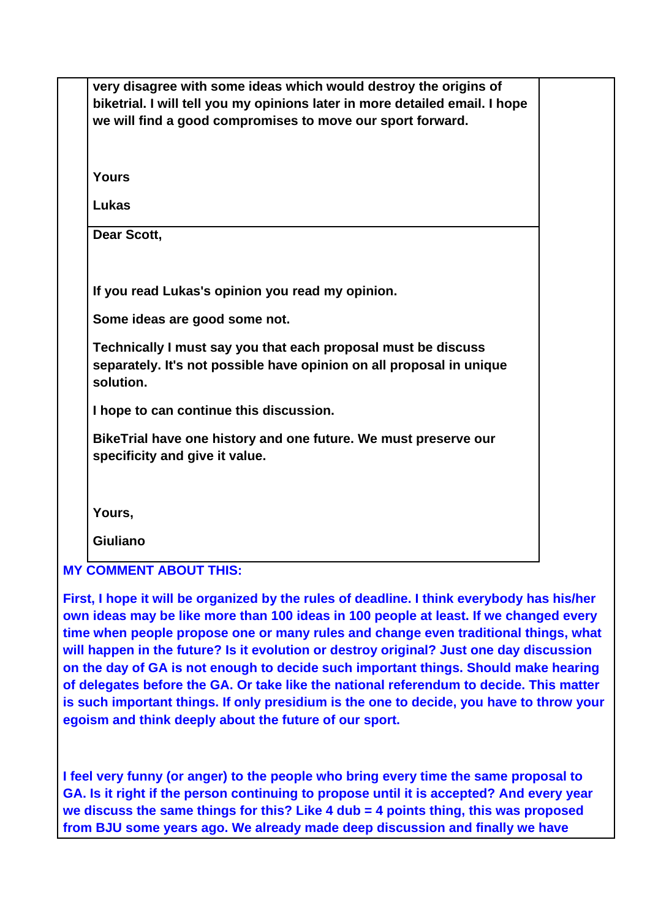**very disagree with some ideas which would destroy the origins of biketrial. I will tell you my opinions later in more detailed email. I hope we will find a good compromises to move our sport forward.**

**Yours**

**Lukas**

**Dear Scott,**

**If you read Lukas's opinion you read my opinion.**

**Some ideas are good some not.**

**Technically I must say you that each proposal must be discuss separately. It's not possible have opinion on all proposal in unique solution.**

**I hope to can continue this discussion.**

**BikeTrial have one history and one future. We must preserve our specificity and give it value.**

**Yours,**

**Giuliano**

**MY COMMENT ABOUT THIS:**

**First, I hope it will be organized by the rules of deadline. I think everybody has his/her own ideas may be like more than 100 ideas in 100 people at least. If we changed every time when people propose one or many rules and change even traditional things, what will happen in the future? Is it evolution or destroy original? Just one day discussion on the day of GA is not enough to decide such important things. Should make hearing of delegates before the GA. Or take like the national referendum to decide. This matter is such important things. If only presidium is the one to decide, you have to throw your egoism and think deeply about the future of our sport.**

**I feel very funny (or anger) to the people who bring every time the same proposal to GA. Is it right if the person continuing to propose until it is accepted? And every year we discuss the same things for this? Like 4 dub = 4 points thing, this was proposed from BJU some years ago. We already made deep discussion and finally we have**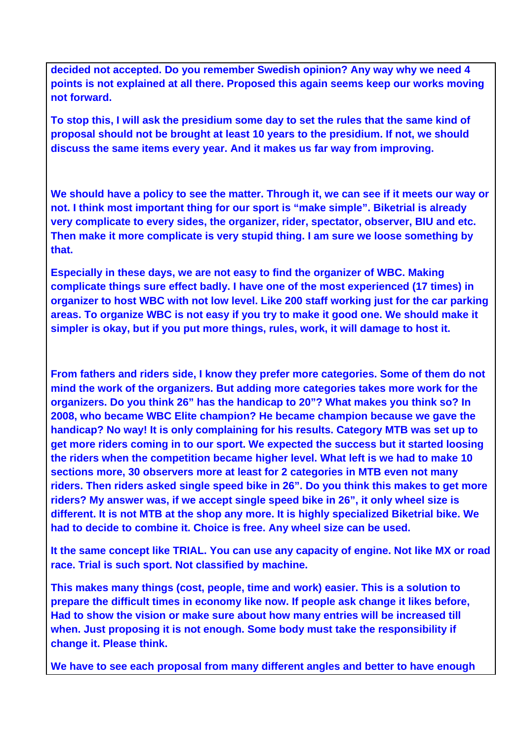**decided not accepted. Do you remember Swedish opinion? Any way why we need 4 points is not explained at all there. Proposed this again seems keep our works moving not forward.**

**To stop this, I will ask the presidium some day to set the rules that the same kind of proposal should not be brought at least 10 years to the presidium. If not, we should discuss the same items every year. And it makes us far way from improving.**

**We should have a policy to see the matter. Through it, we can see if it meets our way or not. I think most important thing for our sport is "make simple". Biketrial is already very complicate to every sides, the organizer, rider, spectator, observer, BIU and etc. Then make it more complicate is very stupid thing. I am sure we loose something by that.**

**Especially in these days, we are not easy to find the organizer of WBC. Making complicate things sure effect badly. I have one of the most experienced (17 times) in organizer to host WBC with not low level. Like 200 staff working just for the car parking areas. To organize WBC is not easy if you try to make it good one. We should make it simpler is okay, but if you put more things, rules, work, it will damage to host it.**

**From fathers and riders side, I know they prefer more categories. Some of them do not mind the work of the organizers. But adding more categories takes more work for the organizers. Do you think 26" has the handicap to 20"? What makes you think so? In 2008, who became WBC Elite champion? He became champion because we gave the handicap? No way! It is only complaining for his results. Category MTB was set up to get more riders coming in to our sport. We expected the success but it started loosing the riders when the competition became higher level. What left is we had to make 10 sections more, 30 observers more at least for 2 categories in MTB even not many riders. Then riders asked single speed bike in 26". Do you think this makes to get more riders? My answer was, if we accept single speed bike in 26", it only wheel size is different. It is not MTB at the shop any more. It is highly specialized Biketrial bike. We had to decide to combine it. Choice is free. Any wheel size can be used.**

**It the same concept like TRIAL. You can use any capacity of engine. Not like MX or road race. Trial is such sport. Not classified by machine.**

**This makes many things (cost, people, time and work) easier. This is a solution to prepare the difficult times in economy like now. If people ask change it likes before, Had to show the vision or make sure about how many entries will be increased till when. Just proposing it is not enough. Some body must take the responsibility if change it. Please think.**

**We have to see each proposal from many different angles and better to have enough**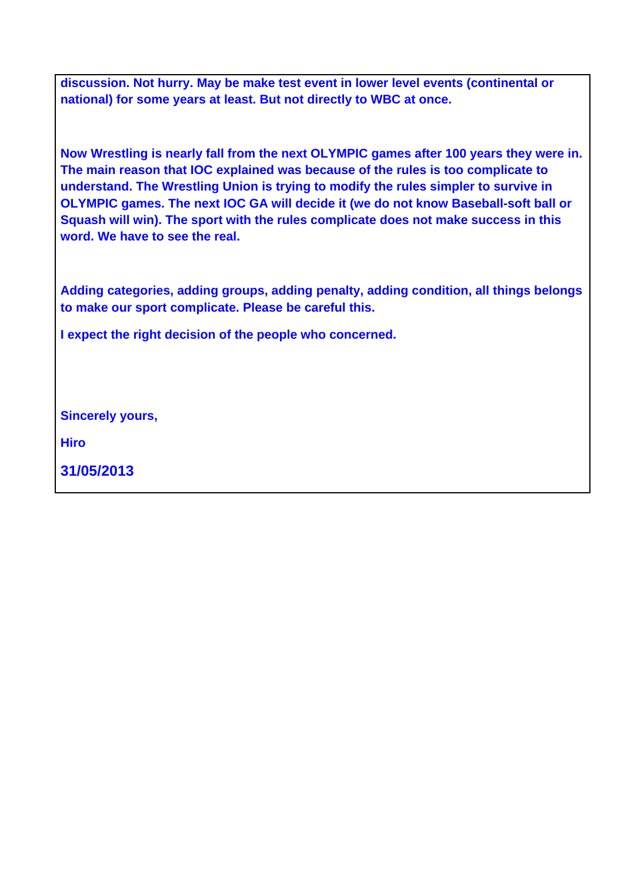**discussion. Not hurry. May be make test event in lower level events (continental or national) for some years at least. But not directly to WBC at once.**

**Now Wrestling is nearly fall from the next OLYMPIC games after 100 years they were in. The main reason that IOC explained was because of the rules is too complicate to understand. The Wrestling Union is trying to modify the rules simpler to survive in OLYMPIC games. The next IOC GA will decide it (we do not know Baseball-soft ball or Squash will win). The sport with the rules complicate does not make success in this word. We have to see the real.**

**Adding categories, adding groups, adding penalty, adding condition, all things belongs to make our sport complicate. Please be careful this.**

**I expect the right decision of the people who concerned.**

**Sincerely yours,**

**Hiro**

**31/05/2013**